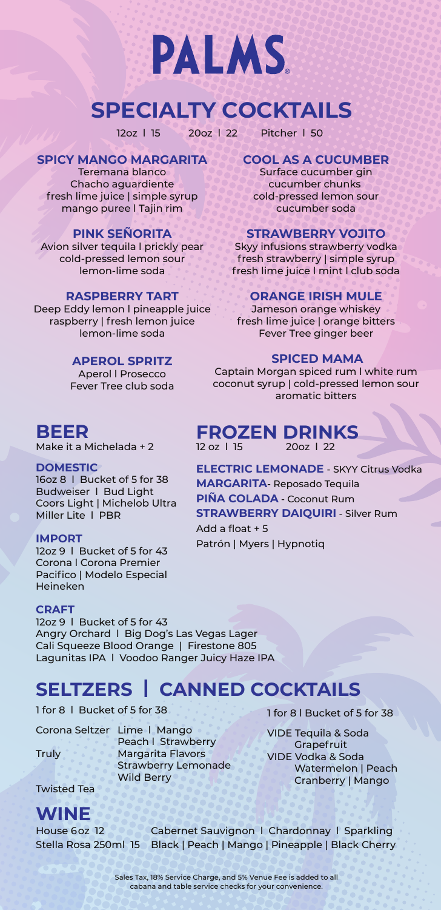# PALMS

## SPECIALTY COCKTAILS

12oz | 15 20oz | 22 Pitcher | 50

### SPICY MANGO MARGARITA

Teremana blanco
Chacho aguardiente
fresh lime juice | simple syrup
mango puree | Tajin rim

### PINK SEÑORITA

Avion silver tequila | prickly pear
cold-pressed lemon sour
lemon-lime soda

### RASPBERRY TART

Deep Eddy lemon | pineapple juice
raspberry | fresh lemon juice
lemon-lime soda

### APEROL SPRITZ

Aperol | Prosecco
Fever Tree club soda

### COOL AS A CUCUMBER

Surface cucumber gin
cucumber chunks
cold-pressed lemon sour
cucumber soda

### STRAWBERRY VOJITO

Skyy infusions strawberry vodka
fresh strawberry | simple syrup
fresh lime juice | mint | club soda

### ORANGE IRISH MULE

Jameson orange whiskey
fresh lime juice | orange bitters
Fever Tree ginger beer

### SPICED MAMA

Captain Morgan spiced rum | white rum
coconut syrup | cold-pressed lemon sour
aromatic bitters

## BEER

Make it a Michelada + 2

### DOMESTIC

16oz 8 | Bucket of 5 for 38
Budweiser | Bud Light
Coors Light | Michelob Ultra
Miller Lite | PBR

### IMPORT

12oz 9 | Bucket of 5 for 43
Corona | Corona Premier
Pacifico | Modelo Especial
Heineken

### CRAFT

12oz 9 | Bucket of 5 for 43
Angry Orchard | Big Dog's Las Vegas Lager
Cali Squeeze Blood Orange | Firestone 805
Lagunitas IPA | Voodoo Ranger Juicy Haze IPA

## FROZEN DRINKS

12 oz | 15 20oz | 22

**ELECTRIC LEMONADE** - SKYY Citrus Vodka
**MARGARITA**- Reposado Tequila
**PIÑA COLADA** - Coconut Rum
**STRAWBERRY DAIQUIRI** - Silver Rum

Add a float + 5
Patrón | Myers | Hypnotiq

## SELTZERS | CANNED COCKTAILS

1 for 8 | Bucket of 5 for 38

Corona Seltzer Lime | Mango
Peach | Strawberry
Truly Margarita Flavors
Strawberry Lemonade
Wild Berry

Twisted Tea

1 for 8 | Bucket of 5 for 38

VIDE Tequila & Soda
Grapefruit
VIDE Vodka & Soda
Watermelon | Peach
Cranberry | Mango

## WINE

House 6oz 12 Cabernet Sauvignon | Chardonnay | Sparkling
Stella Rosa 250ml 15 Black | Peach | Mango | Pineapple | Black Cherry

Sales Tax, 18% Service Charge, and 5% Venue Fee is added to all cabana and table service checks for your convenience.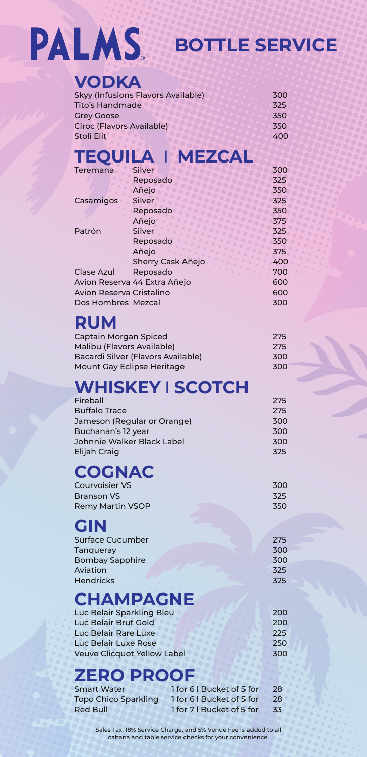# PALMS BOTTLE SERVICE

## VODKA

| | |
|---|---|
| Skyy (Infusions Flavors Available) | 300 |
| Tito's Handmade | 325 |
| Grey Goose | 350 |
| Ciroc (Flavors Available) | 350 |
| Stoli Elit | 400 |

## TEQUILA | MEZCAL

| | | |
|---|---|---|
| Teremana | Silver | 300 |
| | Reposado | 325 |
| | Añejo | 350 |
| Casamigos | Silver | 325 |
| | Reposado | 350 |
| | Añejo | 375 |
| Patrón | Silver | 325 |
| | Reposado | 350 |
| | Añejo | 375 |
| | Sherry Cask Añejo | 400 |
| Clase Azul | Reposado | 700 |
| Avion Reserva 44 Extra Añejo | | 600 |
| Avion Reserva Cristalino | | 600 |
| Dos Hombres Mezcal | | 300 |

## RUM

| | |
|---|---|
| Captain Morgan Spiced | 275 |
| Malibu (Flavors Available) | 275 |
| Bacardi Silver (Flavors Available) | 300 |
| Mount Gay Eclipse Heritage | 300 |

## WHISKEY | SCOTCH

| | |
|---|---|
| Fireball | 275 |
| Buffalo Trace | 275 |
| Jameson (Regular or Orange) | 300 |
| Buchanan's 12 year | 300 |
| Johnnie Walker Black Label | 300 |
| Elijah Craig | 325 |

## COGNAC

| | |
|---|---|
| Courvoisier VS | 300 |
| Branson VS | 325 |
| Remy Martin VSOP | 350 |

## GIN

| | |
|---|---|
| Surface Cucumber | 275 |
| Tanqueray | 300 |
| Bombay Sapphire | 300 |
| Aviation | 325 |
| Hendricks | 325 |

## CHAMPAGNE

| | |
|---|---|
| Luc Belair Sparkling Bleu | 200 |
| Luc Belair Brut Gold | 200 |
| Luc Belair Rare Luxe | 225 |
| Luc Belair Luxe Rose | 250 |
| Veuve Clicquot Yellow Label | 300 |

## ZERO PROOF

| | | |
|---|---|---|
| Smart Water | 1 for 6 I Bucket of 5 for | 28 |
| Topo Chico Sparkling | 1 for 6 I Bucket of 5 for | 28 |
| Red Bull | 1 for 7 I Bucket of 5 for | 33 |

Sales Tax, 18% Service Charge, and 5% Venue Fee is added to all cabana and table service checks for your convenience.